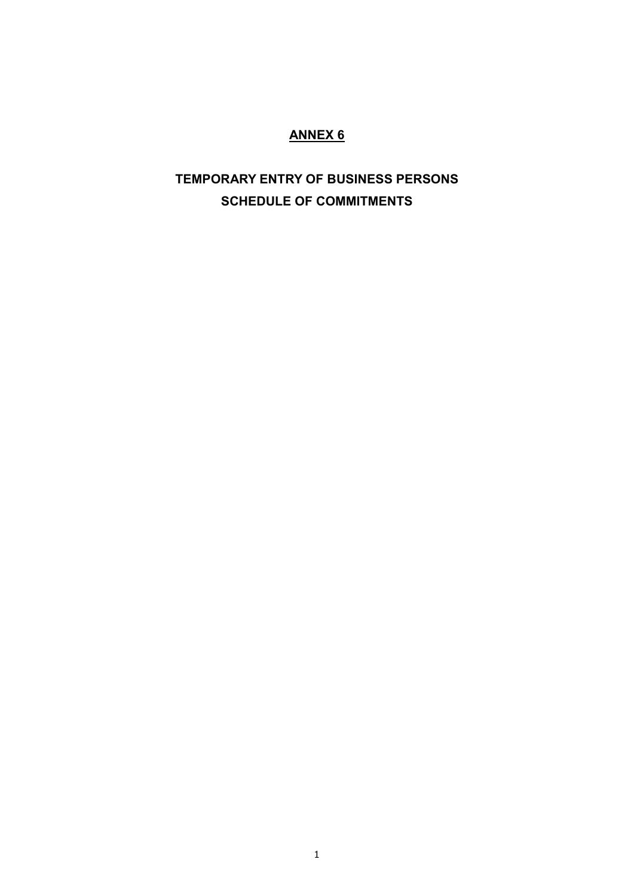# ANNEX 6

## TEMPORARY ENTRY OF BUSINESS PERSONS
## SCHEDULE OF COMMITMENTS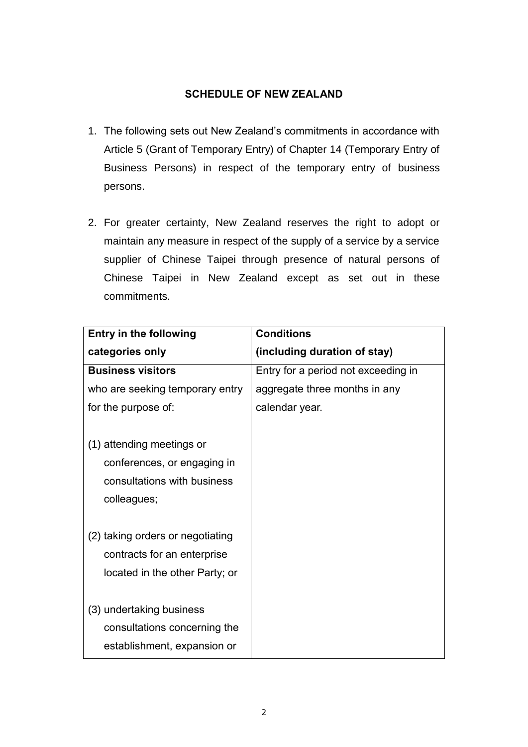**SCHEDULE OF NEW ZEALAND**

1. The following sets out New Zealand's commitments in accordance with Article 5 (Grant of Temporary Entry) of Chapter 14 (Temporary Entry of Business Persons) in respect of the temporary entry of business persons.

2. For greater certainty, New Zealand reserves the right to adopt or maintain any measure in respect of the supply of a service by a service supplier of Chinese Taipei through presence of natural persons of Chinese Taipei in New Zealand except as set out in these commitments.

| **Entry in the following categories only** | **Conditions (including duration of stay)** |
|---|---|
| **Business visitors** who are seeking temporary entry for the purpose of:<br><br>(1) attending meetings or conferences, or engaging in consultations with business colleagues;<br><br>(2) taking orders or negotiating contracts for an enterprise located in the other Party; or<br><br>(3) undertaking business consultations concerning the establishment, expansion or | Entry for a period not exceeding in aggregate three months in any calendar year. |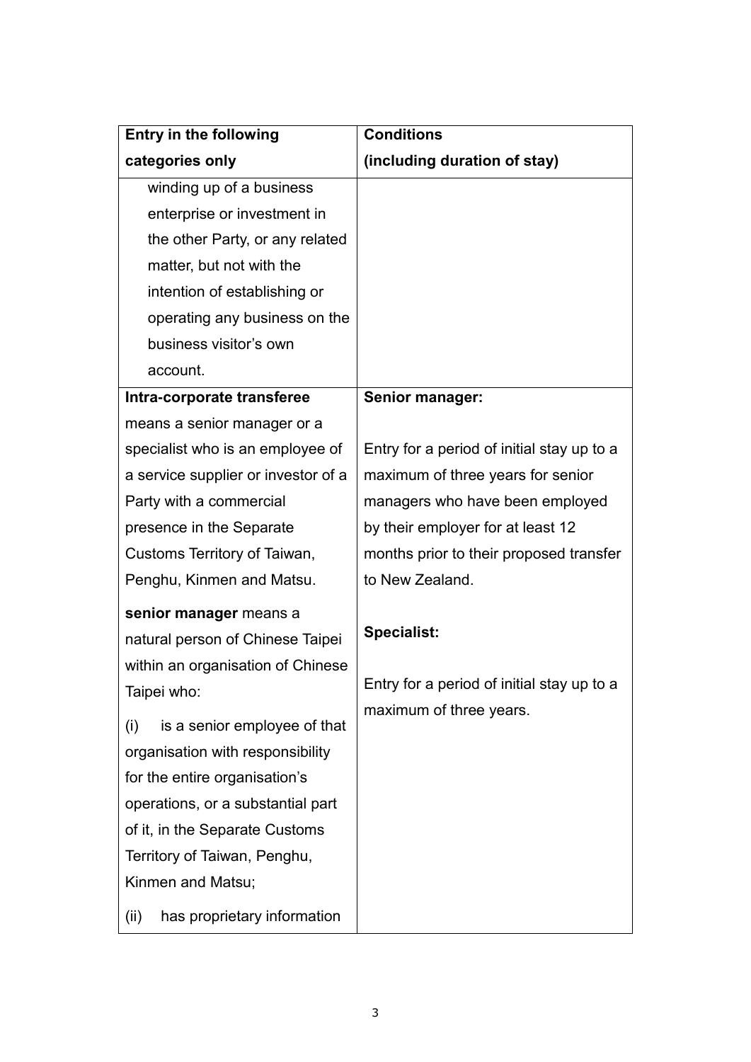| Entry in the following categories only | Conditions (including duration of stay) |
|---|---|
| winding up of a business enterprise or investment in the other Party, or any related matter, but not with the intention of establishing or operating any business on the business visitor's own account. | |
| **Intra-corporate transferee** means a senior manager or a specialist who is an employee of a service supplier or investor of a Party with a commercial presence in the Separate Customs Territory of Taiwan, Penghu, Kinmen and Matsu.<br><br>**senior manager** means a natural person of Chinese Taipei within an organisation of Chinese Taipei who:<br><br>(i) is a senior employee of that organisation with responsibility for the entire organisation's operations, or a substantial part of it, in the Separate Customs Territory of Taiwan, Penghu, Kinmen and Matsu;<br><br>(ii) has proprietary information | **Senior manager:**<br><br>Entry for a period of initial stay up to a maximum of three years for senior managers who have been employed by their employer for at least 12 months prior to their proposed transfer to New Zealand.<br><br>**Specialist:**<br><br>Entry for a period of initial stay up to a maximum of three years. |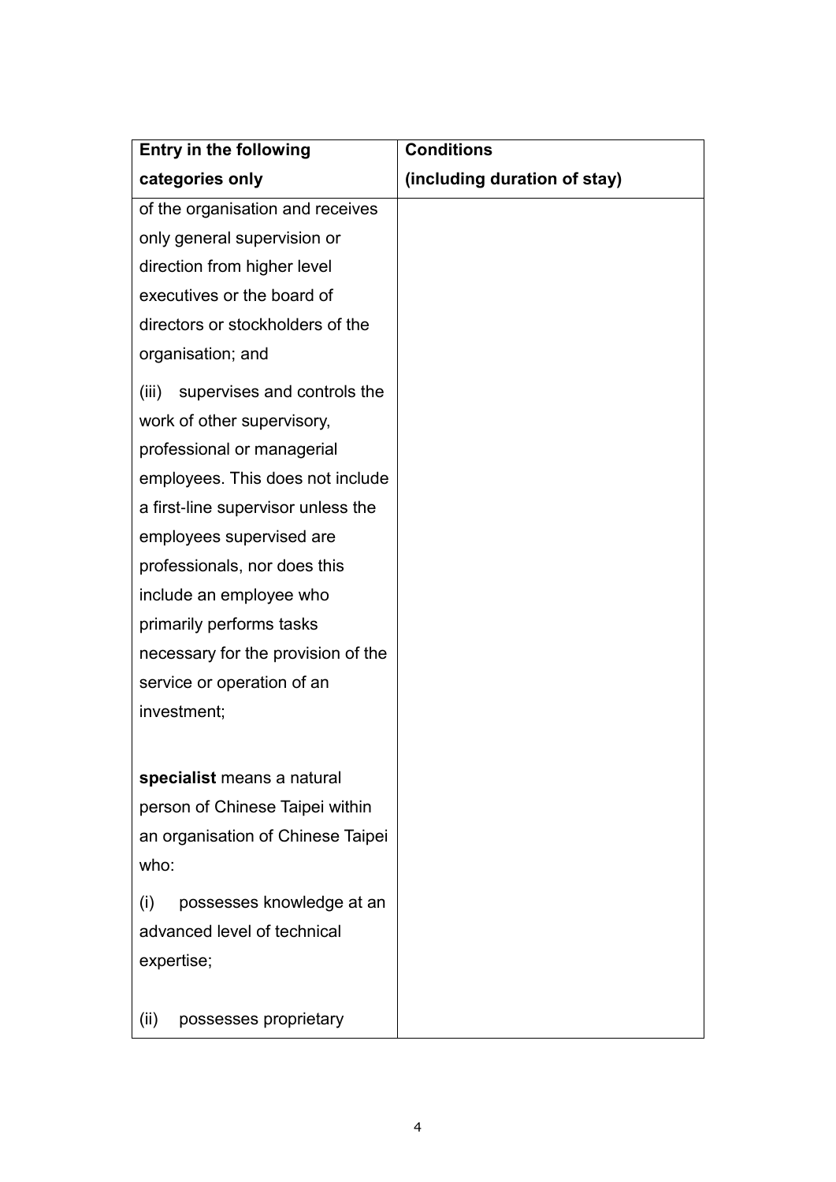| Entry in the following categories only | Conditions (including duration of stay) |
|---|---|
| of the organisation and receives only general supervision or direction from higher level executives or the board of directors or stockholders of the organisation; and<br><br>(iii) supervises and controls the work of other supervisory, professional or managerial employees. This does not include a first-line supervisor unless the employees supervised are professionals, nor does this include an employee who primarily performs tasks necessary for the provision of the service or operation of an investment;<br><br>**specialist** means a natural person of Chinese Taipei within an organisation of Chinese Taipei who:<br><br>(i) possesses knowledge at an advanced level of technical expertise;<br><br>(ii) possesses proprietary | |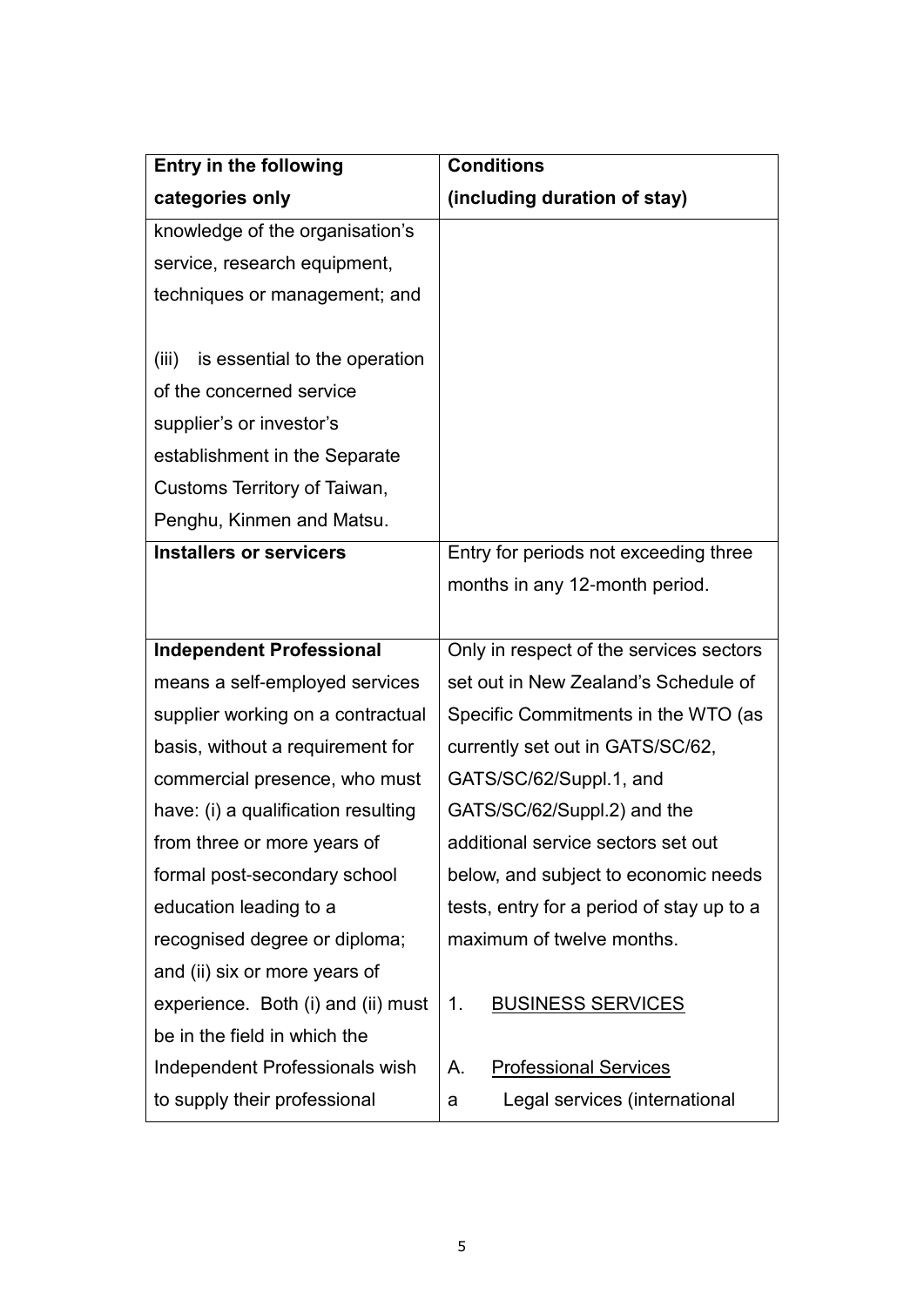| Entry in the following categories only | Conditions (including duration of stay) |
|---|---|
| knowledge of the organisation's service, research equipment, techniques or management; and<br><br>(iii) is essential to the operation of the concerned service supplier's or investor's establishment in the Separate Customs Territory of Taiwan, Penghu, Kinmen and Matsu. | |
| **Installers or servicers** | Entry for periods not exceeding three months in any 12-month period. |
| **Independent Professional** means a self-employed services supplier working on a contractual basis, without a requirement for commercial presence, who must have: (i) a qualification resulting from three or more years of formal post-secondary school education leading to a recognised degree or diploma; and (ii) six or more years of experience. Both (i) and (ii) must be in the field in which the Independent Professionals wish to supply their professional | Only in respect of the services sectors set out in New Zealand's Schedule of Specific Commitments in the WTO (as currently set out in GATS/SC/62, GATS/SC/62/Suppl.1, and GATS/SC/62/Suppl.2) and the additional service sectors set out below, and subject to economic needs tests, entry for a period of stay up to a maximum of twelve months.<br><br>1. <u>BUSINESS SERVICES</u><br><br>A. <u>Professional Services</u><br>a Legal services (international |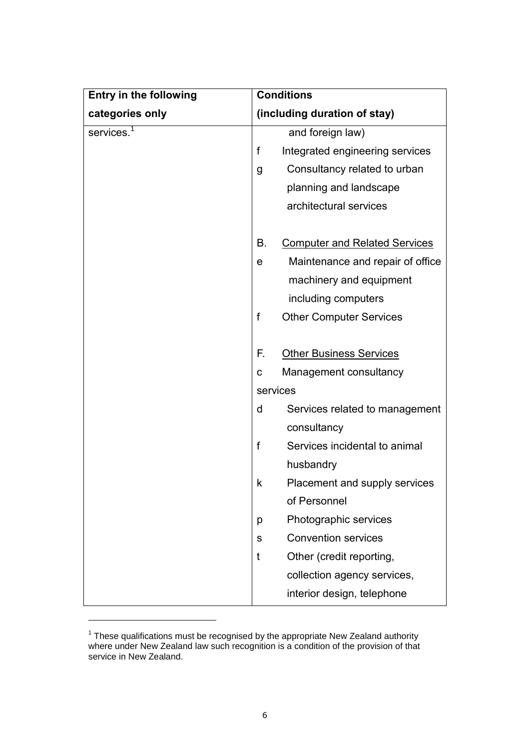| Entry in the following categories only | Conditions (including duration of stay) |
| --- | --- |
| services.[1] | and foreign law)<br>f Integrated engineering services<br>g Consultancy related to urban planning and landscape architectural services<br><br>B. Computer and Related Services<br>e Maintenance and repair of office machinery and equipment including computers<br>f Other Computer Services<br><br>F. Other Business Services<br>c Management consultancy services<br>d Services related to management consultancy<br>f Services incidental to animal husbandry<br>k Placement and supply services of Personnel<br>p Photographic services<br>s Convention services<br>t Other (credit reporting, collection agency services, interior design, telephone |

[1] These qualifications must be recognised by the appropriate New Zealand authority where under New Zealand law such recognition is a condition of the provision of that service in New Zealand.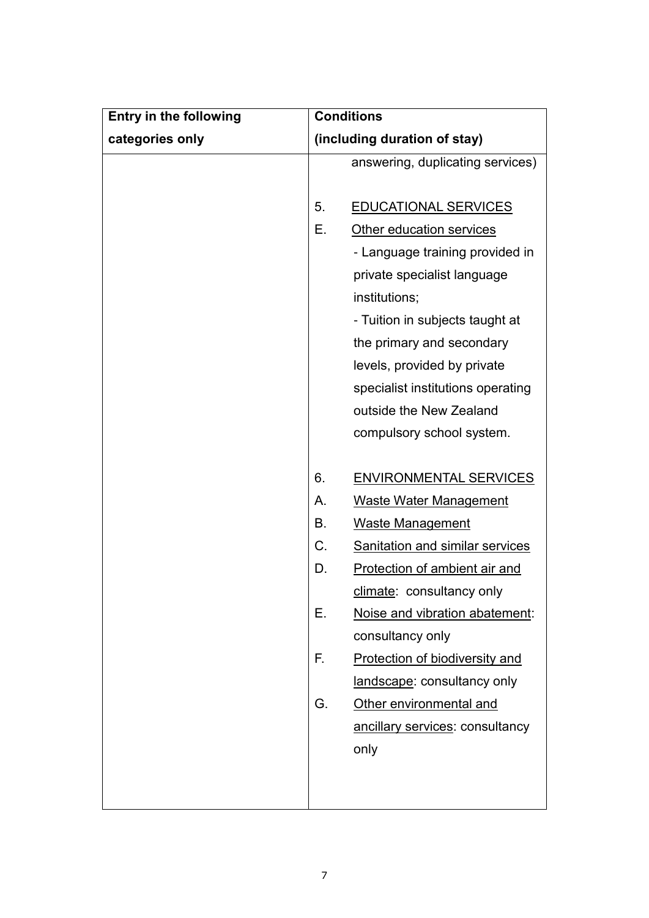| Entry in the following categories only | Conditions (including duration of stay) |
| --- | --- |
| | answering, duplicating services)<br><br>5. <u>EDUCATIONAL SERVICES</u><br>E. <u>Other education services</u><br>- Language training provided in private specialist language institutions;<br>- Tuition in subjects taught at the primary and secondary levels, provided by private specialist institutions operating outside the New Zealand compulsory school system.<br><br>6. <u>ENVIRONMENTAL SERVICES</u><br>A. <u>Waste Water Management</u><br>B. <u>Waste Management</u><br>C. <u>Sanitation and similar services</u><br>D. <u>Protection of ambient air and climate</u>: consultancy only<br>E. <u>Noise and vibration abatement</u>: consultancy only<br>F. <u>Protection of biodiversity and landscape</u>: consultancy only<br>G. <u>Other environmental and ancillary services</u>: consultancy only |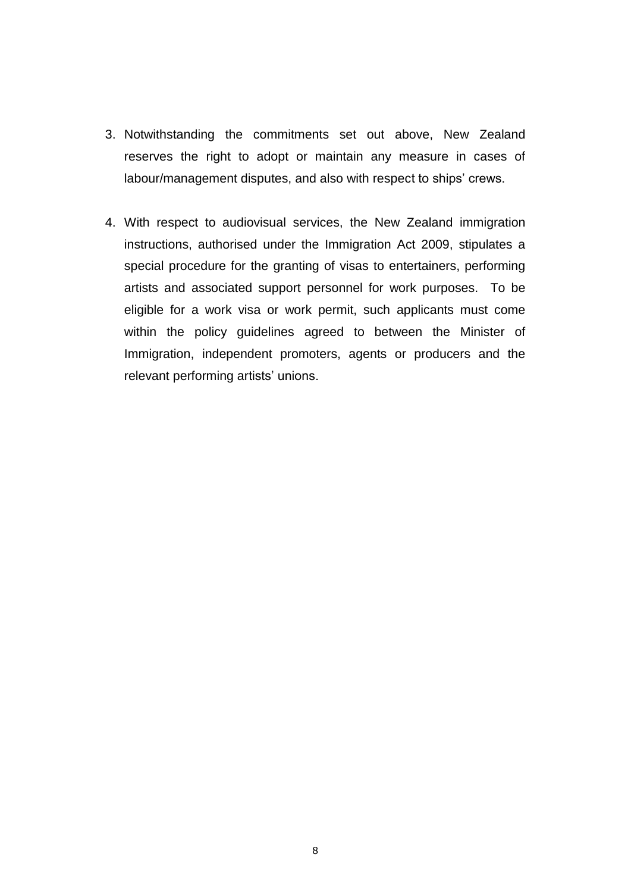3. Notwithstanding the commitments set out above, New Zealand reserves the right to adopt or maintain any measure in cases of labour/management disputes, and also with respect to ships' crews.

4. With respect to audiovisual services, the New Zealand immigration instructions, authorised under the Immigration Act 2009, stipulates a special procedure for the granting of visas to entertainers, performing artists and associated support personnel for work purposes. To be eligible for a work visa or work permit, such applicants must come within the policy guidelines agreed to between the Minister of Immigration, independent promoters, agents or producers and the relevant performing artists' unions.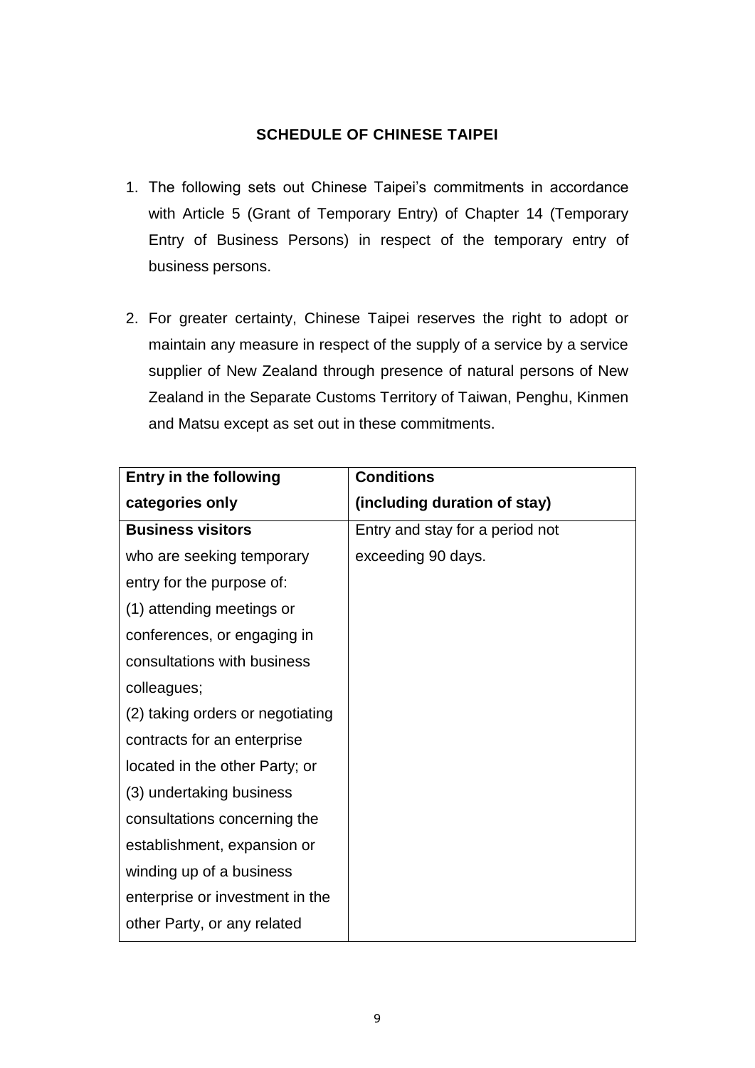## SCHEDULE OF CHINESE TAIPEI

1. The following sets out Chinese Taipei's commitments in accordance with Article 5 (Grant of Temporary Entry) of Chapter 14 (Temporary Entry of Business Persons) in respect of the temporary entry of business persons.

2. For greater certainty, Chinese Taipei reserves the right to adopt or maintain any measure in respect of the supply of a service by a service supplier of New Zealand through presence of natural persons of New Zealand in the Separate Customs Territory of Taiwan, Penghu, Kinmen and Matsu except as set out in these commitments.

| **Entry in the following categories only** | **Conditions (including duration of stay)** |
|---|---|
| **Business visitors** who are seeking temporary entry for the purpose of: (1) attending meetings or conferences, or engaging in consultations with business colleagues; (2) taking orders or negotiating contracts for an enterprise located in the other Party; or (3) undertaking business consultations concerning the establishment, expansion or winding up of a business enterprise or investment in the other Party, or any related | Entry and stay for a period not exceeding 90 days. |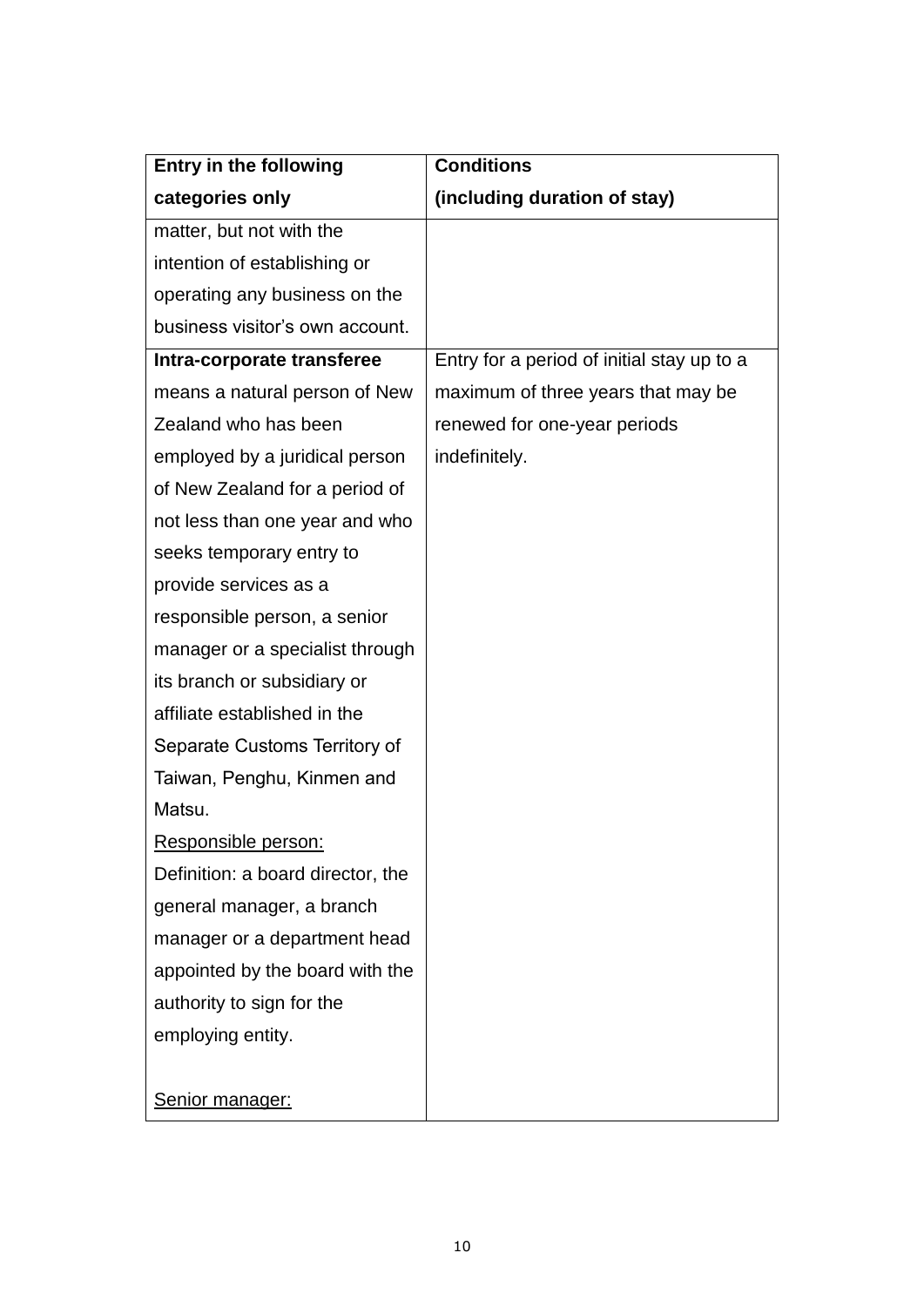| Entry in the following categories only | Conditions (including duration of stay) |
| --- | --- |
| matter, but not with the intention of establishing or operating any business on the business visitor's own account. | |
| **Intra-corporate transferee** means a natural person of New Zealand who has been employed by a juridical person of New Zealand for a period of not less than one year and who seeks temporary entry to provide services as a responsible person, a senior manager or a specialist through its branch or subsidiary or affiliate established in the Separate Customs Territory of Taiwan, Penghu, Kinmen and Matsu.<br><br><u>Responsible person:</u><br>Definition: a board director, the general manager, a branch manager or a department head appointed by the board with the authority to sign for the employing entity.<br><br><u>Senior manager:</u> | Entry for a period of initial stay up to a maximum of three years that may be renewed for one-year periods indefinitely. |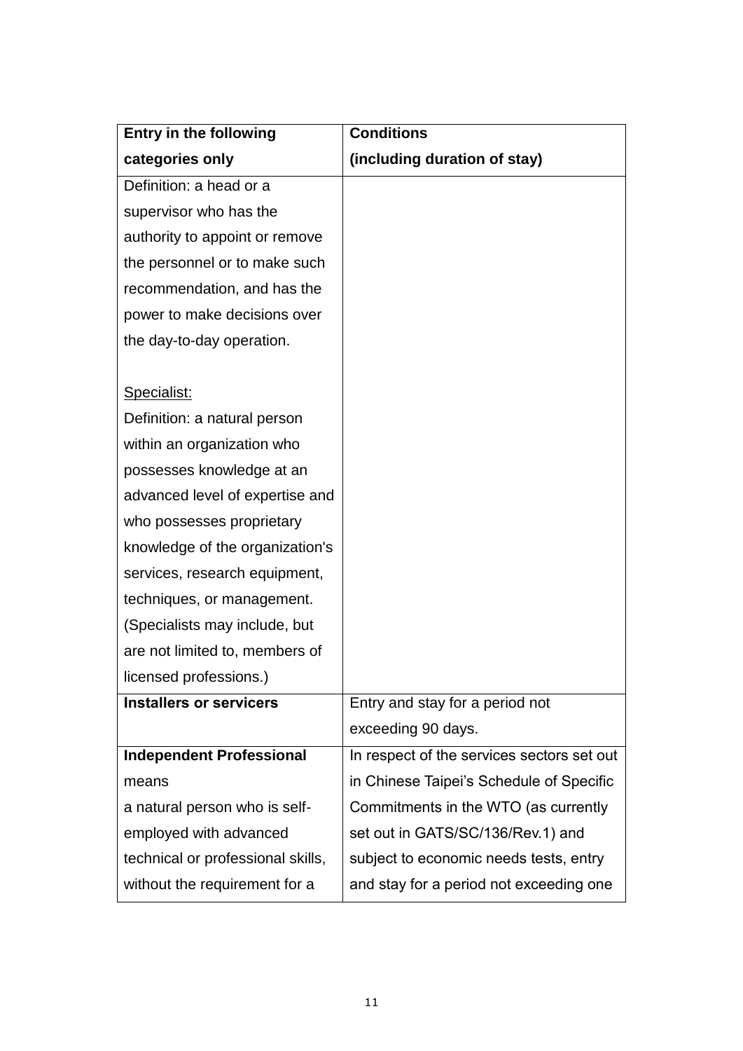| **Entry in the following categories only** | **Conditions (including duration of stay)** |
| --- | --- |
| Definition: a head or a supervisor who has the authority to appoint or remove the personnel or to make such recommendation, and has the power to make decisions over the day-to-day operation.<br><br><u>Specialist:</u><br>Definition: a natural person within an organization who possesses knowledge at an advanced level of expertise and who possesses proprietary knowledge of the organization's services, research equipment, techniques, or management. (Specialists may include, but are not limited to, members of licensed professions.) | |
| **Installers or servicers** | Entry and stay for a period not exceeding 90 days. |
| **Independent Professional** means a natural person who is self-employed with advanced technical or professional skills, without the requirement for a | In respect of the services sectors set out in Chinese Taipei's Schedule of Specific Commitments in the WTO (as currently set out in GATS/SC/136/Rev.1) and subject to economic needs tests, entry and stay for a period not exceeding one |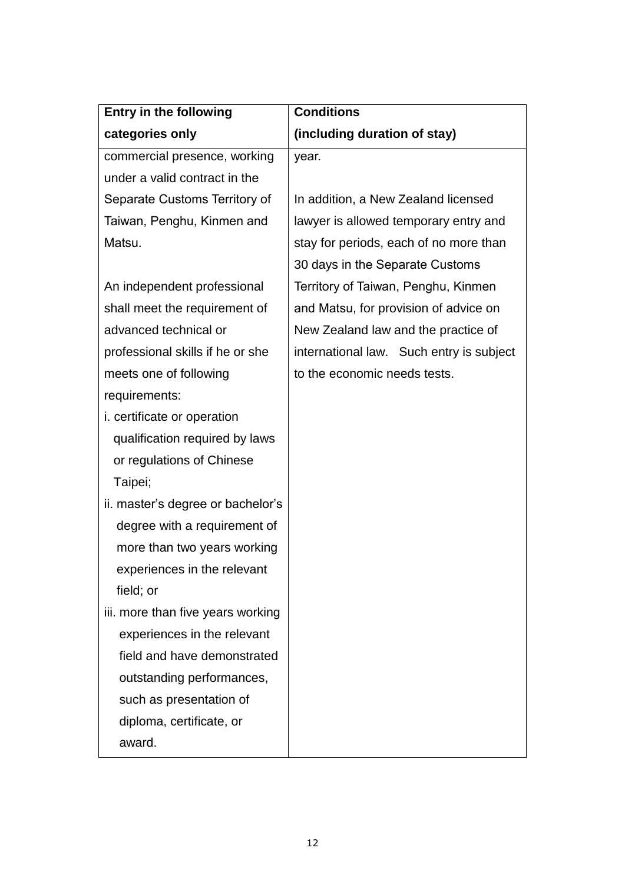| Entry in the following categories only | Conditions (including duration of stay) |
|---|---|
| commercial presence, working under a valid contract in the Separate Customs Territory of Taiwan, Penghu, Kinmen and Matsu.<br><br>An independent professional shall meet the requirement of advanced technical or professional skills if he or she meets one of following requirements:<br>i. certificate or operation qualification required by laws or regulations of Chinese Taipei;<br>ii. master's degree or bachelor's degree with a requirement of more than two years working experiences in the relevant field; or<br>iii. more than five years working experiences in the relevant field and have demonstrated outstanding performances, such as presentation of diploma, certificate, or award. | year.<br><br>In addition, a New Zealand licensed lawyer is allowed temporary entry and stay for periods, each of no more than 30 days in the Separate Customs Territory of Taiwan, Penghu, Kinmen and Matsu, for provision of advice on New Zealand law and the practice of international law. Such entry is subject to the economic needs tests. |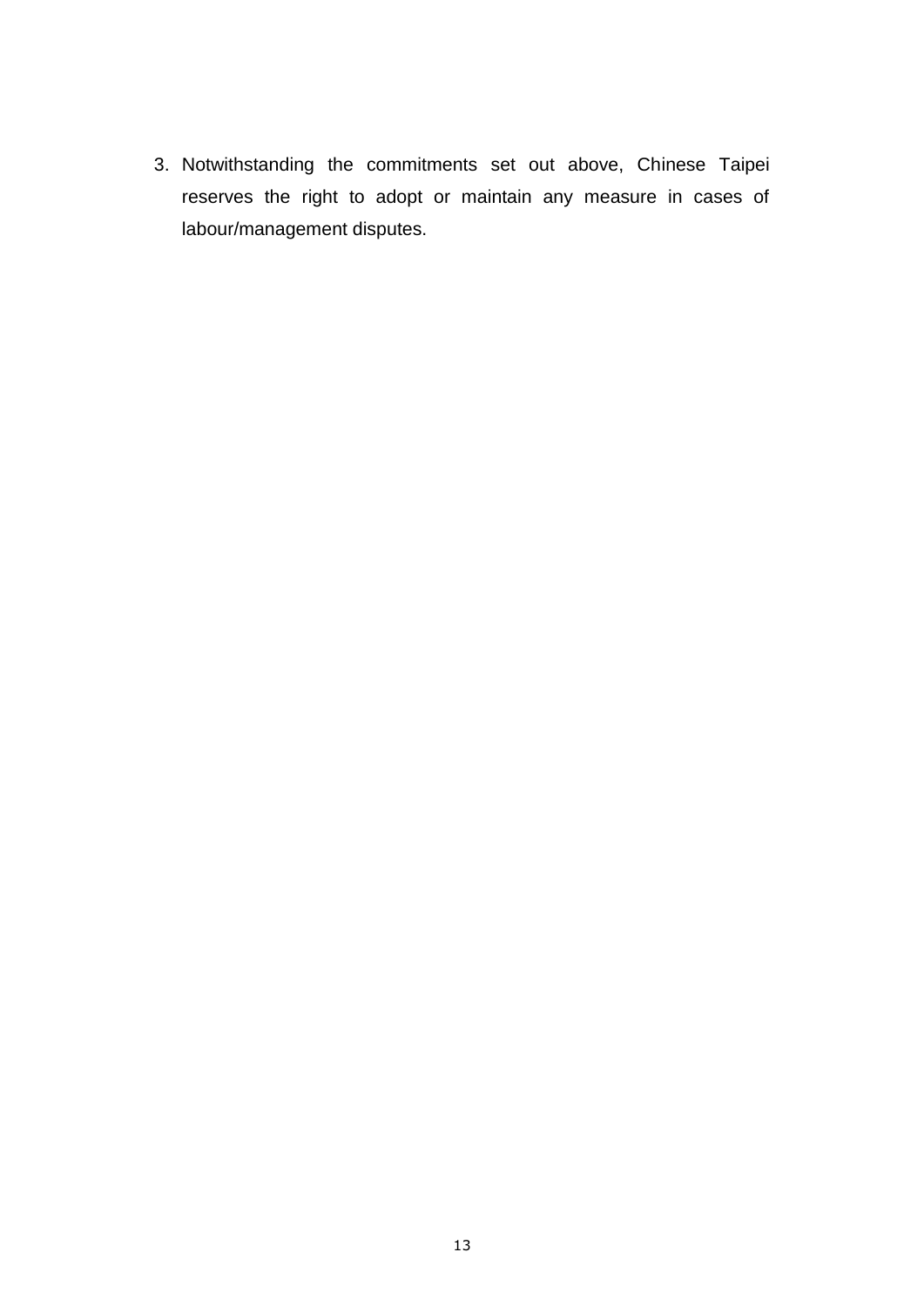3. Notwithstanding the commitments set out above, Chinese Taipei reserves the right to adopt or maintain any measure in cases of labour/management disputes.